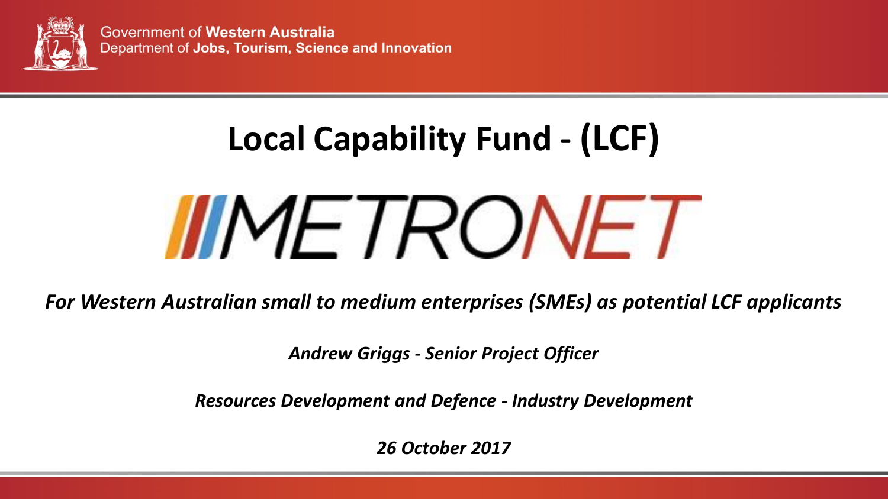Government of **Western Australia**
Department of **Jobs, Tourism, Science and Innovation**

# Local Capability Fund - (LCF)

METRONET

***For Western Australian small to medium enterprises (SMEs) as potential LCF applicants***

***Andrew Griggs - Senior Project Officer***

***Resources Development and Defence - Industry Development***

***26 October 2017***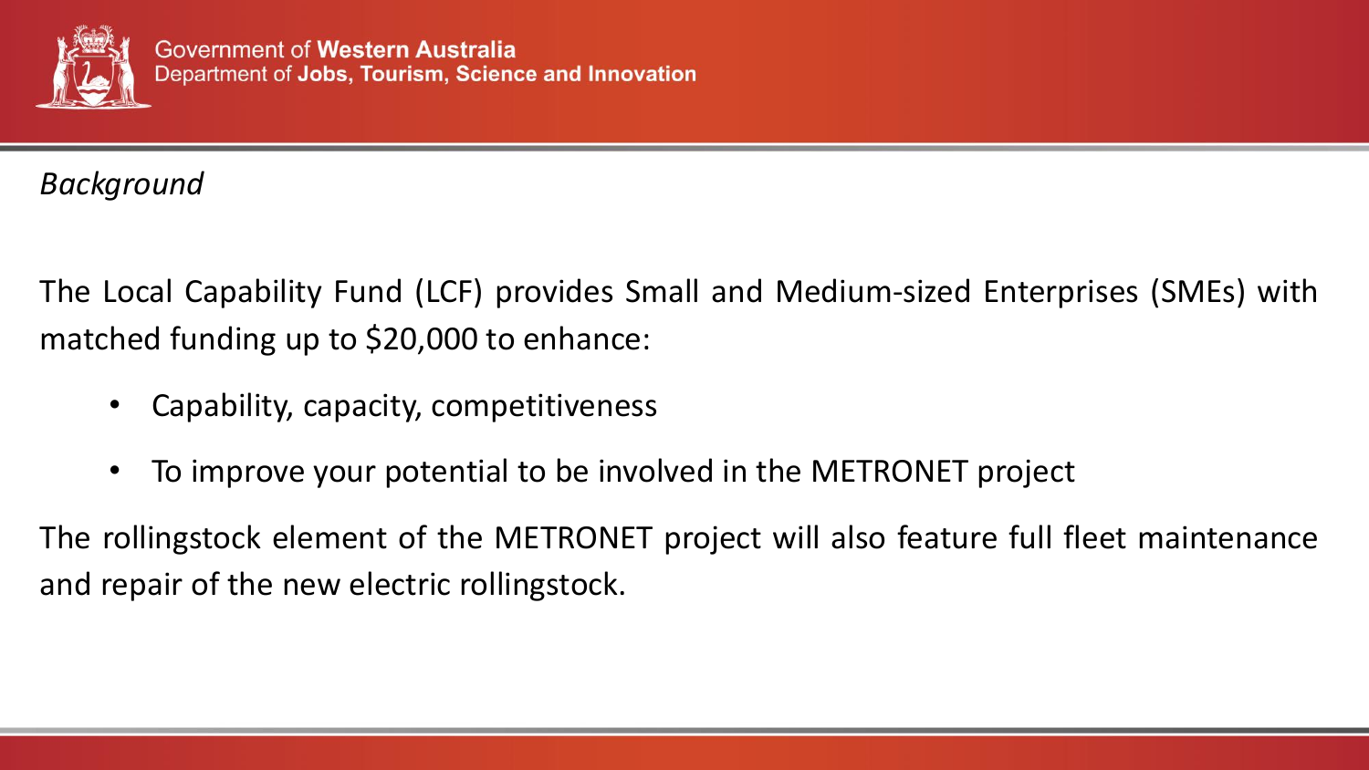*Background*

The Local Capability Fund (LCF) provides Small and Medium-sized Enterprises (SMEs) with matched funding up to $20,000 to enhance:

- Capability, capacity, competitiveness
- To improve your potential to be involved in the METRONET project

The rollingstock element of the METRONET project will also feature full fleet maintenance and repair of the new electric rollingstock.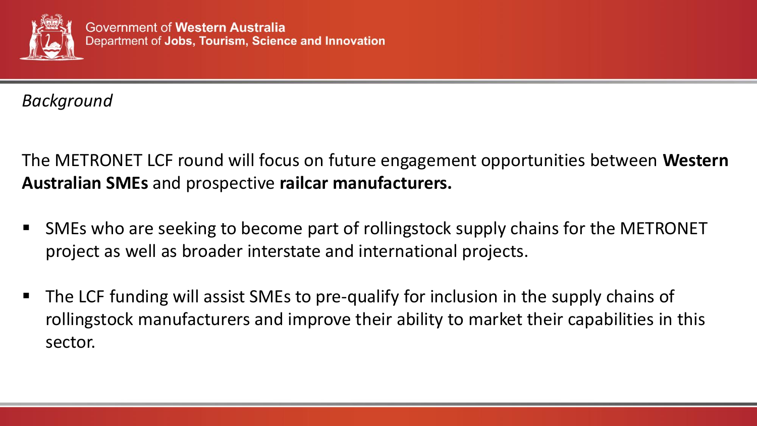*Background*

The METRONET LCF round will focus on future engagement opportunities between **Western Australian SMEs** and prospective **railcar manufacturers.**

- SMEs who are seeking to become part of rollingstock supply chains for the METRONET project as well as broader interstate and international projects.
- The LCF funding will assist SMEs to pre-qualify for inclusion in the supply chains of rollingstock manufacturers and improve their ability to market their capabilities in this sector.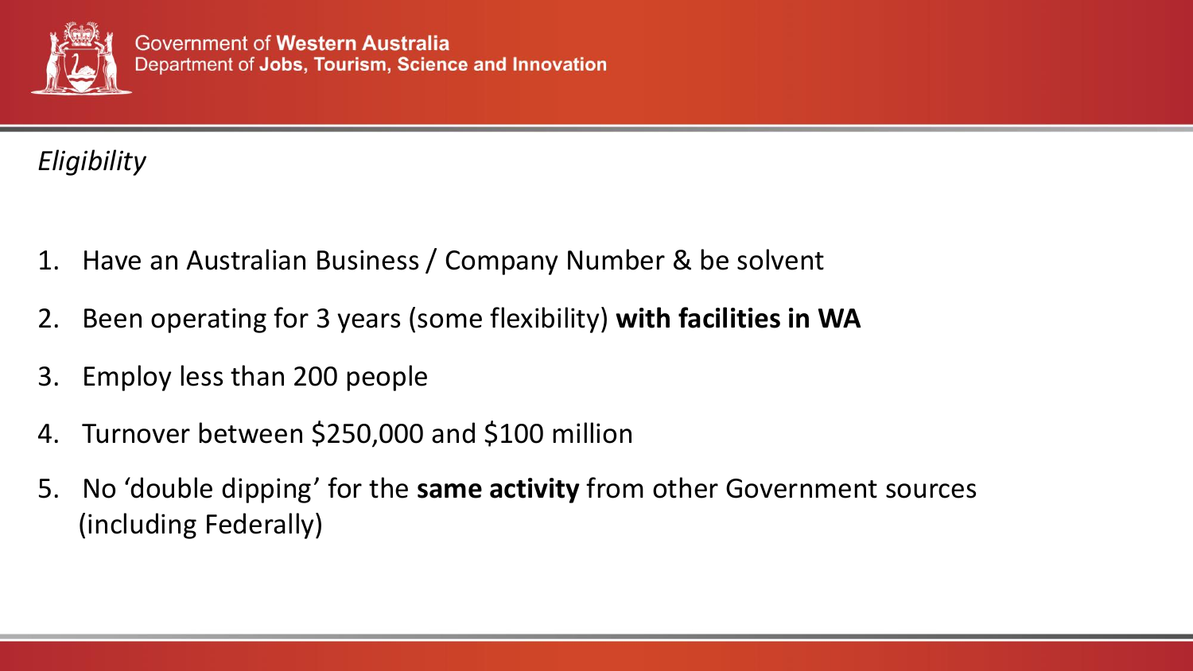*Eligibility*

1. Have an Australian Business / Company Number & be solvent
2. Been operating for 3 years (some flexibility) **with facilities in WA**
3. Employ less than 200 people
4. Turnover between $250,000 and $100 million
5. No 'double dipping' for the **same activity** from other Government sources (including Federally)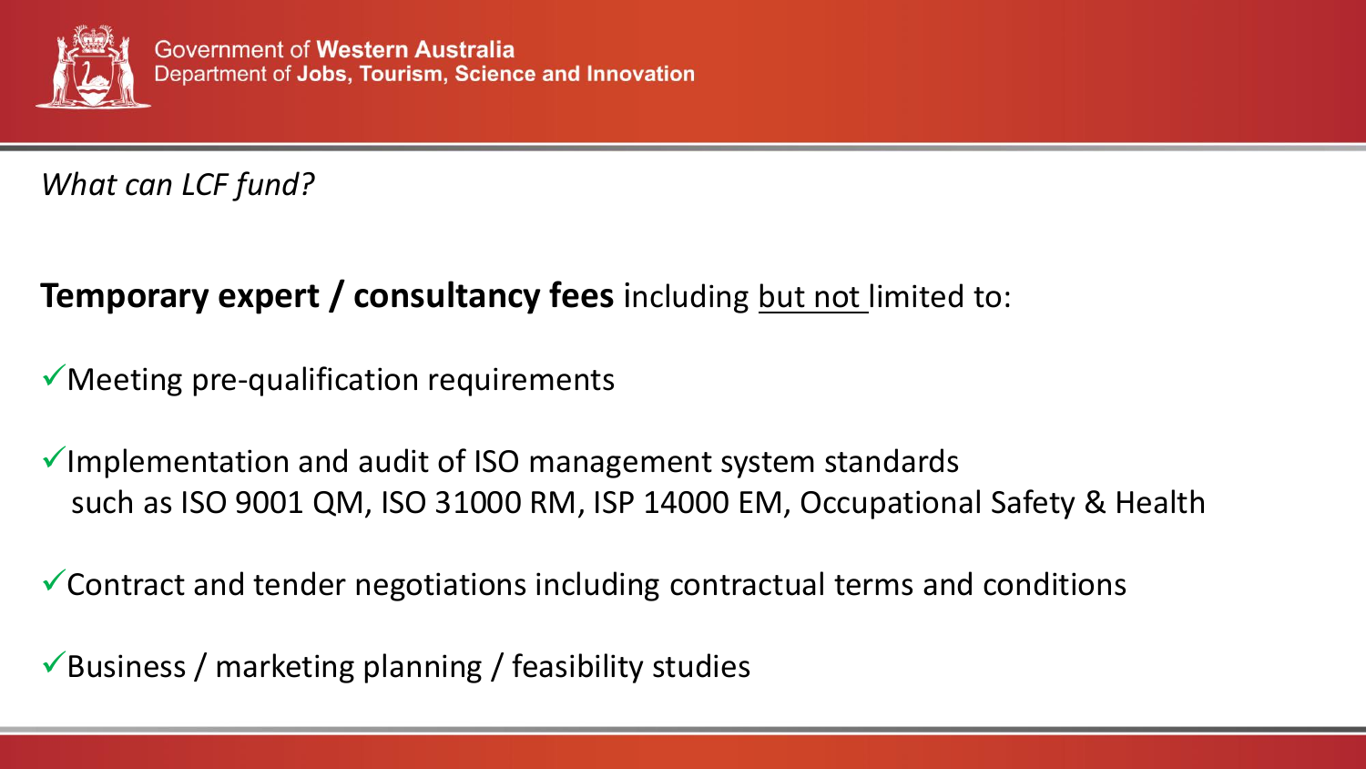*What can LCF fund?*

**Temporary expert / consultancy fees** including but not limited to:

- ✓Meeting pre-qualification requirements
- ✓Implementation and audit of ISO management system standards such as ISO 9001 QM, ISO 31000 RM, ISP 14000 EM, Occupational Safety & Health
- ✓Contract and tender negotiations including contractual terms and conditions
- ✓Business / marketing planning / feasibility studies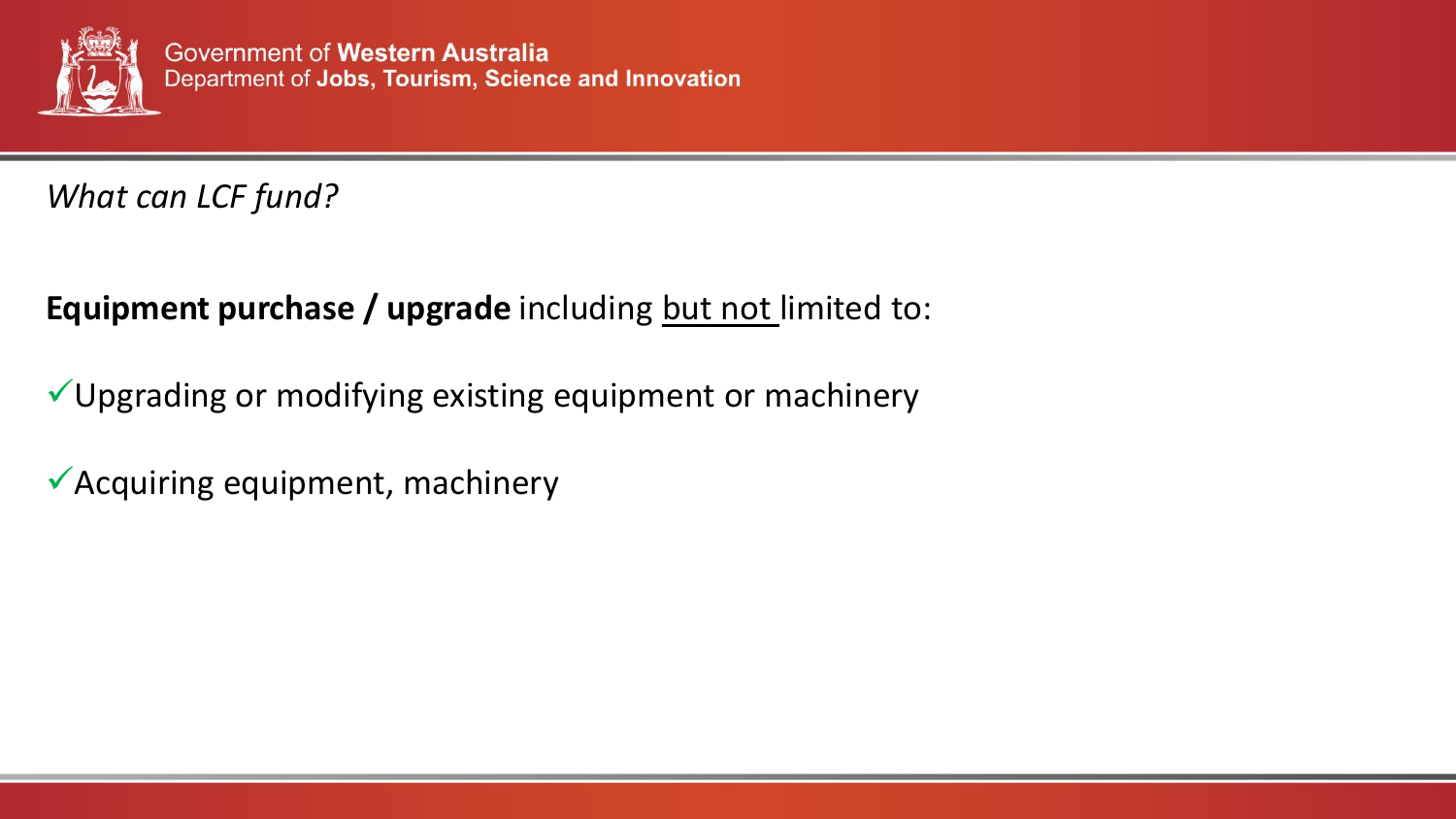*What can LCF fund?*

**Equipment purchase / upgrade** including but not limited to:

- ✓Upgrading or modifying existing equipment or machinery
- ✓Acquiring equipment, machinery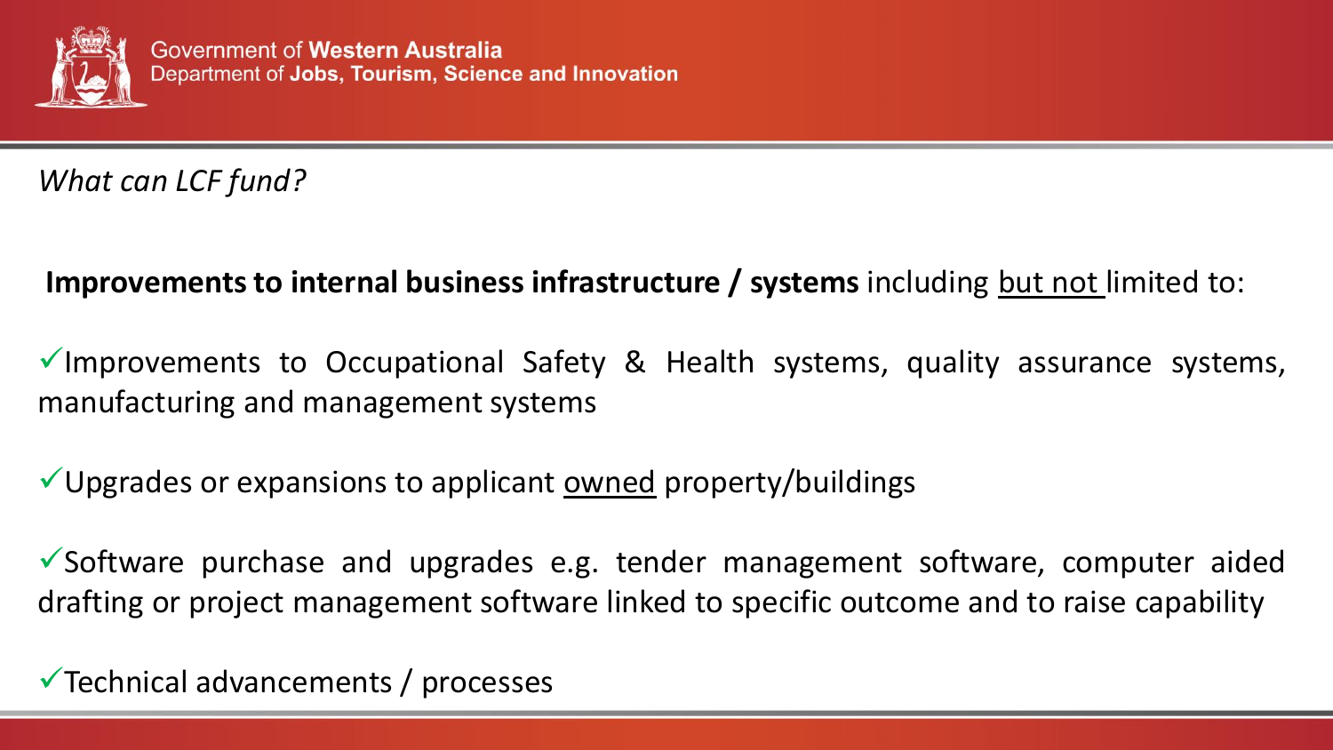*What can LCF fund?*

**Improvements to internal business infrastructure / systems** including <u>but not</u> limited to:

✓Improvements to Occupational Safety & Health systems, quality assurance systems, manufacturing and management systems

✓Upgrades or expansions to applicant <u>owned</u> property/buildings

✓Software purchase and upgrades e.g. tender management software, computer aided drafting or project management software linked to specific outcome and to raise capability

✓Technical advancements / processes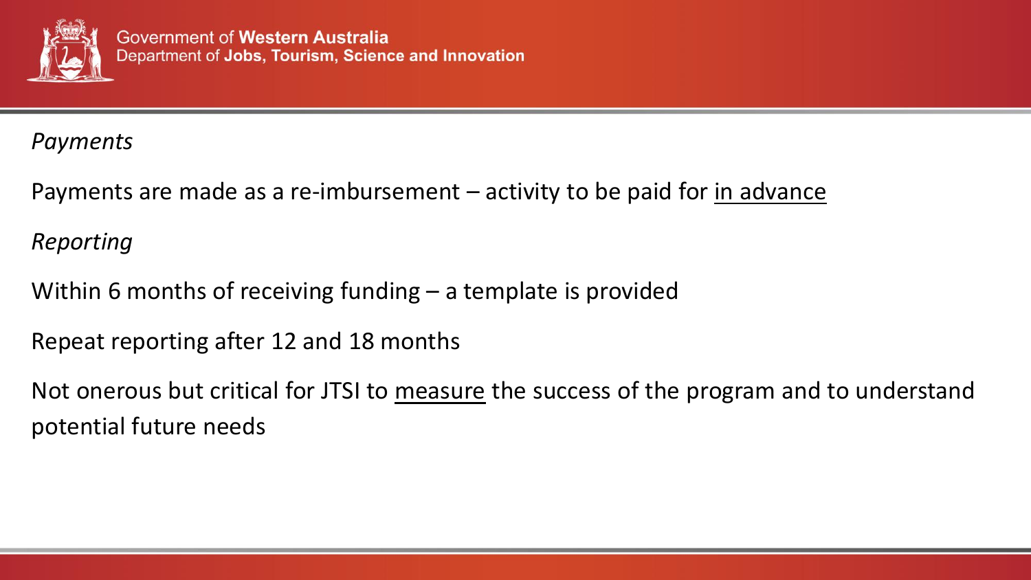*Payments*

Payments are made as a re-imbursement – activity to be paid for <u>in advance</u>

*Reporting*

Within 6 months of receiving funding – a template is provided

Repeat reporting after 12 and 18 months

Not onerous but critical for JTSI to <u>measure</u> the success of the program and to understand potential future needs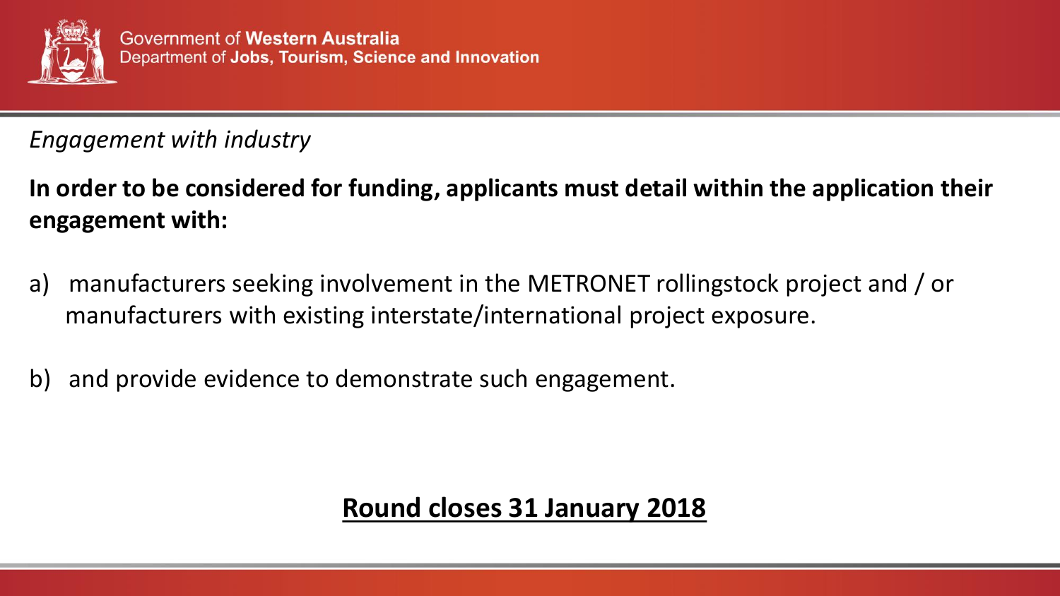*Engagement with industry*

**In order to be considered for funding, applicants must detail within the application their engagement with:**

a) manufacturers seeking involvement in the METRONET rollingstock project and / or manufacturers with existing interstate/international project exposure.

b) and provide evidence to demonstrate such engagement.

**<u>Round closes 31 January 2018</u>**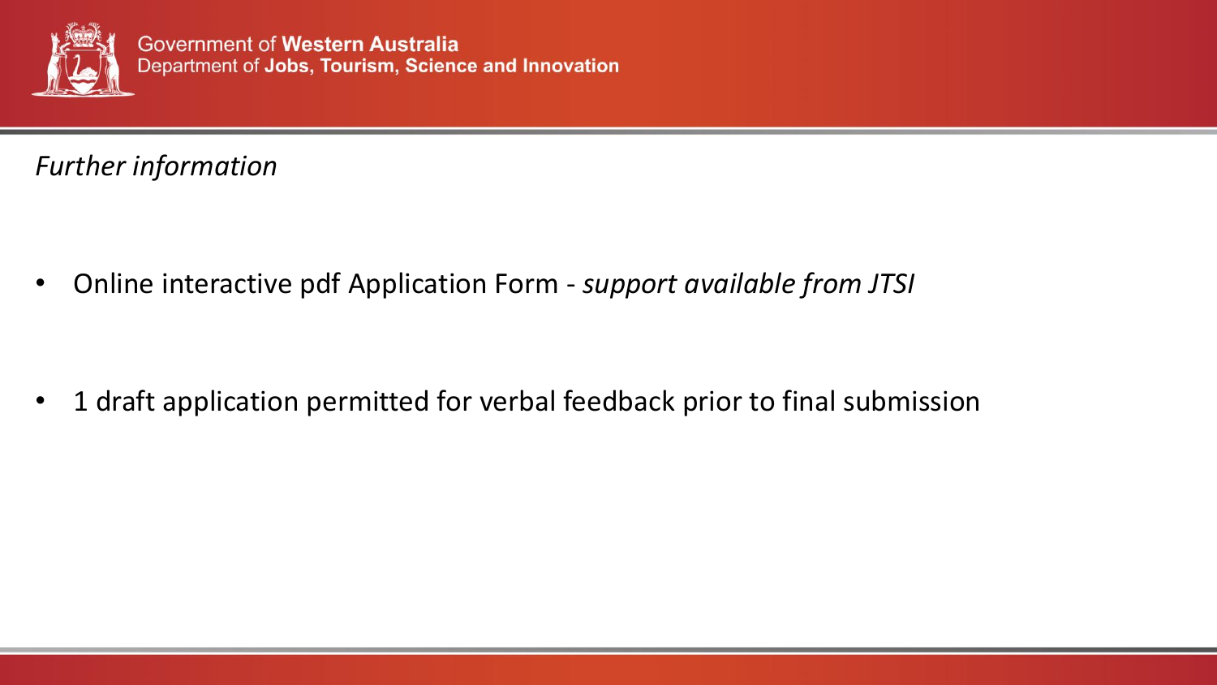*Further information*

- Online interactive pdf Application Form - *support available from JTSI*
- 1 draft application permitted for verbal feedback prior to final submission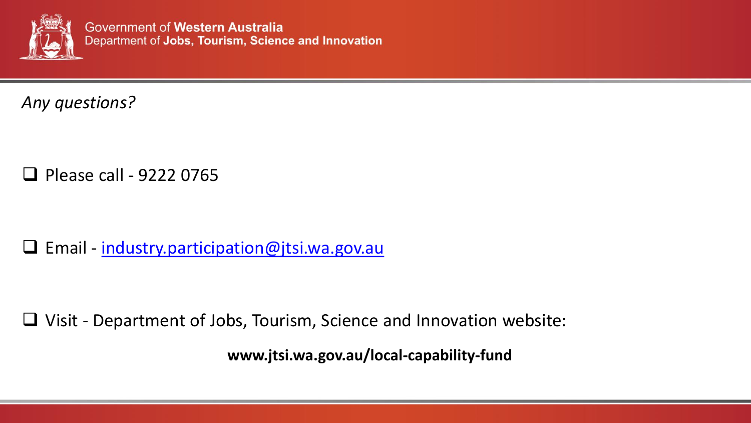*Any questions?*

- Please call - 9222 0765
- Email - industry.participation@jtsi.wa.gov.au
- Visit - Department of Jobs, Tourism, Science and Innovation website:

**www.jtsi.wa.gov.au/local-capability-fund**